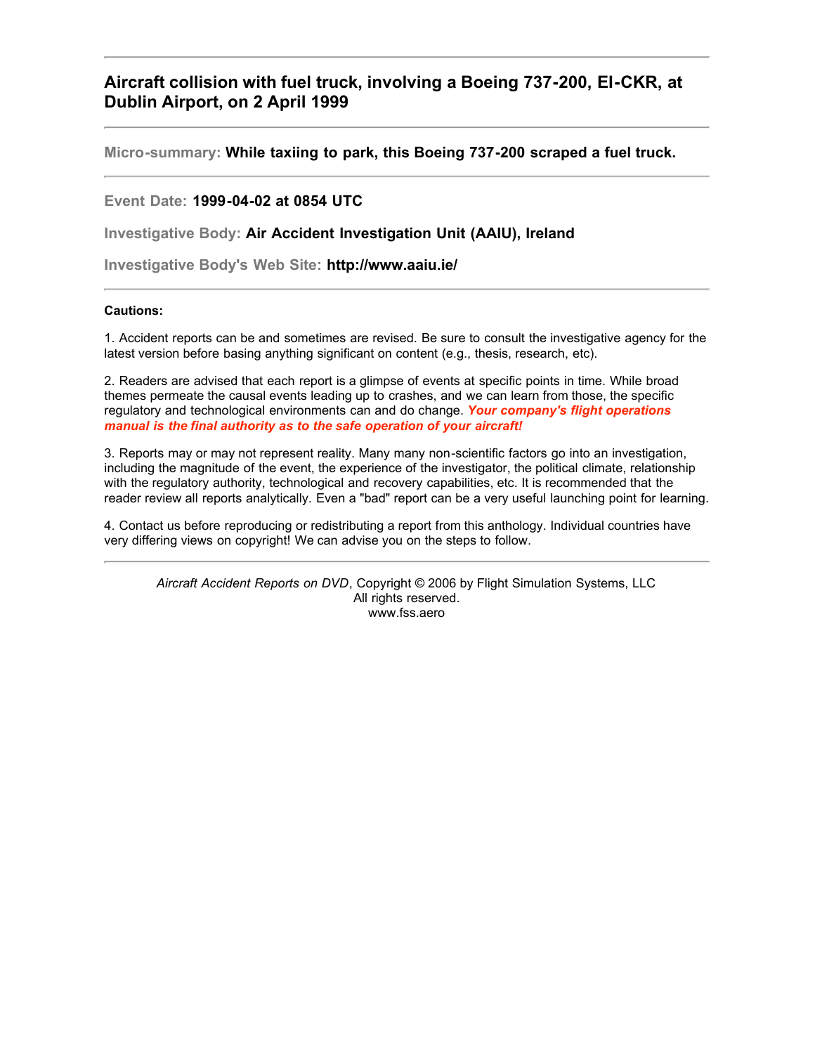---

# Aircraft collision with fuel truck, involving a Boeing 737-200, EI-CKR, at Dublin Airport, on 2 April 1999

---

**Micro-summary:** **While taxiing to park, this Boeing 737-200 scraped a fuel truck.**

---

**Event Date:** **1999-04-02 at 0854 UTC**

**Investigative Body:** **Air Accident Investigation Unit (AAIU), Ireland**

**Investigative Body's Web Site:** **http://www.aaiu.ie/**

---

**Cautions:**

1. Accident reports can be and sometimes are revised. Be sure to consult the investigative agency for the latest version before basing anything significant on content (e.g., thesis, research, etc).

2. Readers are advised that each report is a glimpse of events at specific points in time. While broad themes permeate the causal events leading up to crashes, and we can learn from those, the specific regulatory and technological environments can and do change. ***Your company's flight operations manual is the final authority as to the safe operation of your aircraft!***

3. Reports may or may not represent reality. Many many non-scientific factors go into an investigation, including the magnitude of the event, the experience of the investigator, the political climate, relationship with the regulatory authority, technological and recovery capabilities, etc. It is recommended that the reader review all reports analytically. Even a "bad" report can be a very useful launching point for learning.

4. Contact us before reproducing or redistributing a report from this anthology. Individual countries have very differing views on copyright! We can advise you on the steps to follow.

---

*Aircraft Accident Reports on DVD*, Copyright © 2006 by Flight Simulation Systems, LLC
All rights reserved.
www.fss.aero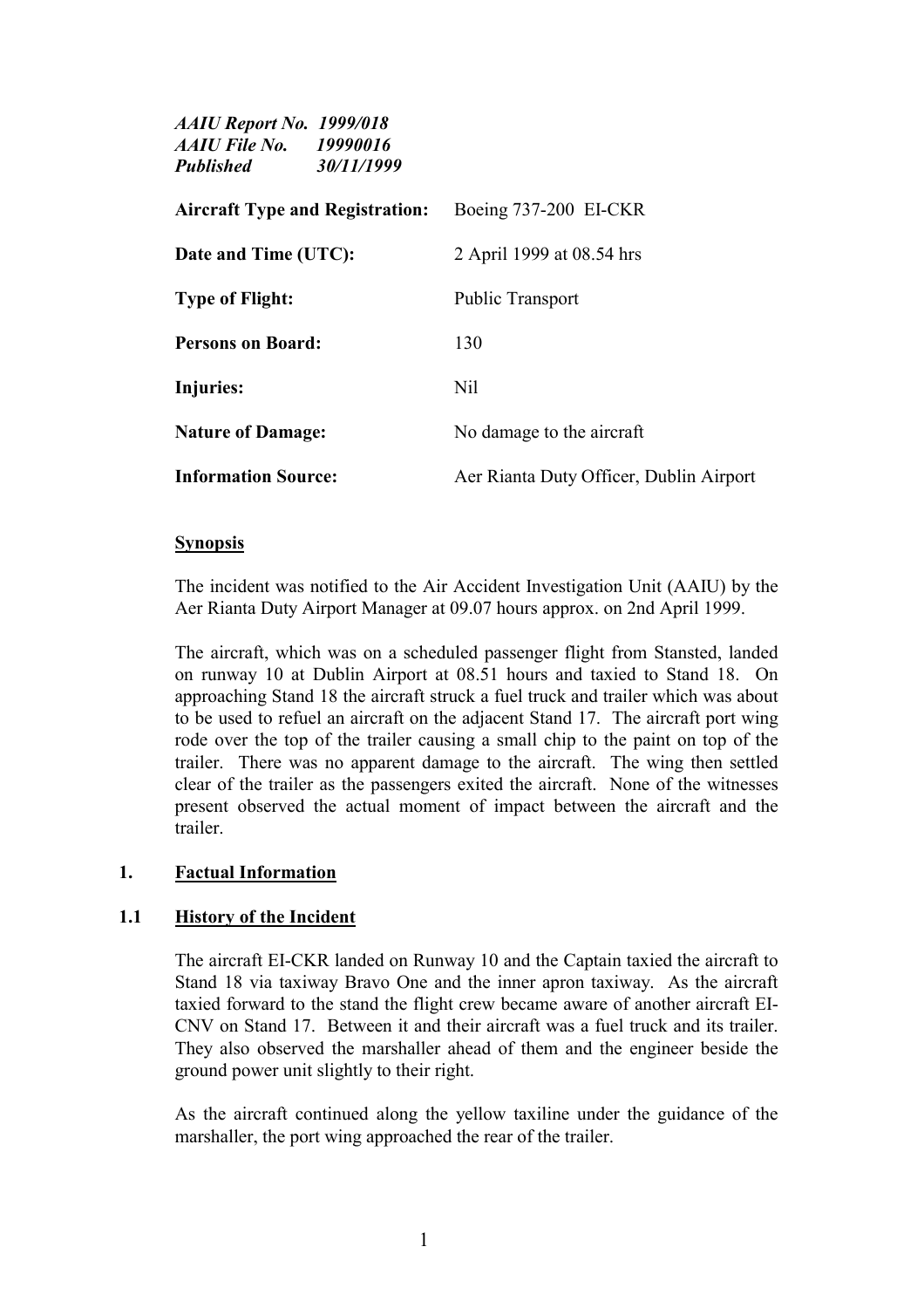*AAIU Report No. 1999/018*
*AAIU File No. 19990016*
*Published 30/11/1999*

| | |
|---|---|
| **Aircraft Type and Registration:** | Boeing 737-200 EI-CKR |
| **Date and Time (UTC):** | 2 April 1999 at 08.54 hrs |
| **Type of Flight:** | Public Transport |
| **Persons on Board:** | 130 |
| **Injuries:** | Nil |
| **Nature of Damage:** | No damage to the aircraft |
| **Information Source:** | Aer Rianta Duty Officer, Dublin Airport |

## Synopsis

The incident was notified to the Air Accident Investigation Unit (AAIU) by the Aer Rianta Duty Airport Manager at 09.07 hours approx. on 2nd April 1999.

The aircraft, which was on a scheduled passenger flight from Stansted, landed on runway 10 at Dublin Airport at 08.51 hours and taxied to Stand 18. On approaching Stand 18 the aircraft struck a fuel truck and trailer which was about to be used to refuel an aircraft on the adjacent Stand 17. The aircraft port wing rode over the top of the trailer causing a small chip to the paint on top of the trailer. There was no apparent damage to the aircraft. The wing then settled clear of the trailer as the passengers exited the aircraft. None of the witnesses present observed the actual moment of impact between the aircraft and the trailer.

## 1. Factual Information

### 1.1 History of the Incident

The aircraft EI-CKR landed on Runway 10 and the Captain taxied the aircraft to Stand 18 via taxiway Bravo One and the inner apron taxiway. As the aircraft taxied forward to the stand the flight crew became aware of another aircraft EI-CNV on Stand 17. Between it and their aircraft was a fuel truck and its trailer. They also observed the marshaller ahead of them and the engineer beside the ground power unit slightly to their right.

As the aircraft continued along the yellow taxiline under the guidance of the marshaller, the port wing approached the rear of the trailer.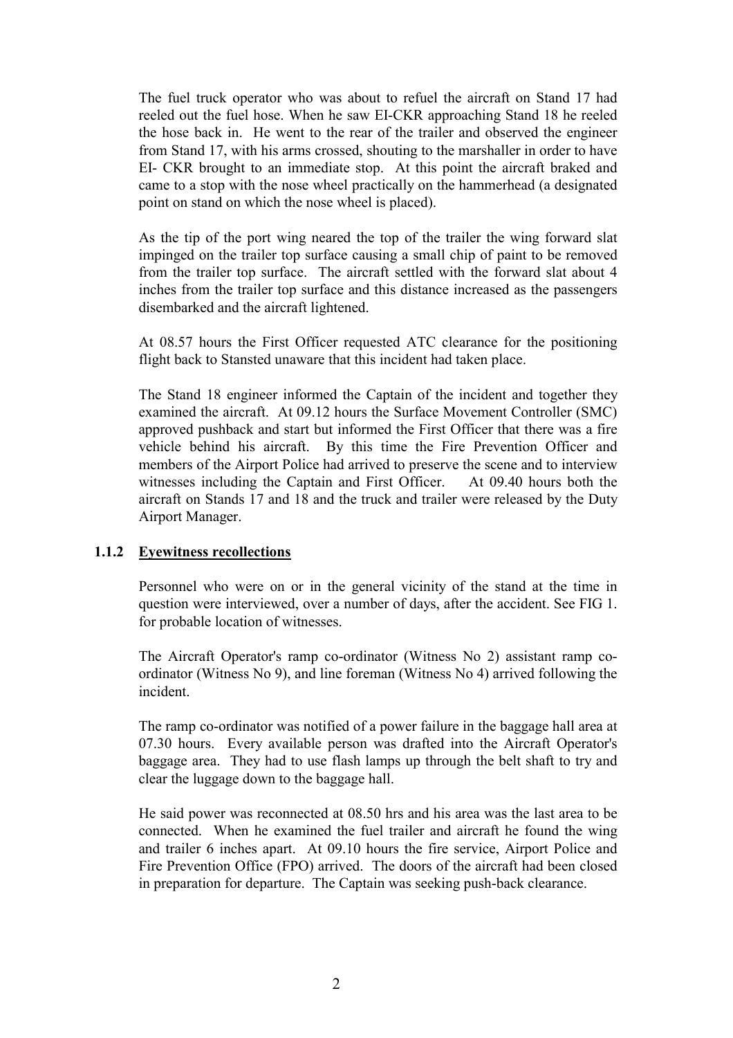The fuel truck operator who was about to refuel the aircraft on Stand 17 had reeled out the fuel hose. When he saw EI-CKR approaching Stand 18 he reeled the hose back in. He went to the rear of the trailer and observed the engineer from Stand 17, with his arms crossed, shouting to the marshaller in order to have EI- CKR brought to an immediate stop. At this point the aircraft braked and came to a stop with the nose wheel practically on the hammerhead (a designated point on stand on which the nose wheel is placed).

As the tip of the port wing neared the top of the trailer the wing forward slat impinged on the trailer top surface causing a small chip of paint to be removed from the trailer top surface. The aircraft settled with the forward slat about 4 inches from the trailer top surface and this distance increased as the passengers disembarked and the aircraft lightened.

At 08.57 hours the First Officer requested ATC clearance for the positioning flight back to Stansted unaware that this incident had taken place.

The Stand 18 engineer informed the Captain of the incident and together they examined the aircraft. At 09.12 hours the Surface Movement Controller (SMC) approved pushback and start but informed the First Officer that there was a fire vehicle behind his aircraft. By this time the Fire Prevention Officer and members of the Airport Police had arrived to preserve the scene and to interview witnesses including the Captain and First Officer. At 09.40 hours both the aircraft on Stands 17 and 18 and the truck and trailer were released by the Duty Airport Manager.

### 1.1.2 Eyewitness recollections

Personnel who were on or in the general vicinity of the stand at the time in question were interviewed, over a number of days, after the accident. See FIG 1. for probable location of witnesses.

The Aircraft Operator's ramp co-ordinator (Witness No 2) assistant ramp co-ordinator (Witness No 9), and line foreman (Witness No 4) arrived following the incident.

The ramp co-ordinator was notified of a power failure in the baggage hall area at 07.30 hours. Every available person was drafted into the Aircraft Operator's baggage area. They had to use flash lamps up through the belt shaft to try and clear the luggage down to the baggage hall.

He said power was reconnected at 08.50 hrs and his area was the last area to be connected. When he examined the fuel trailer and aircraft he found the wing and trailer 6 inches apart. At 09.10 hours the fire service, Airport Police and Fire Prevention Office (FPO) arrived. The doors of the aircraft had been closed in preparation for departure. The Captain was seeking push-back clearance.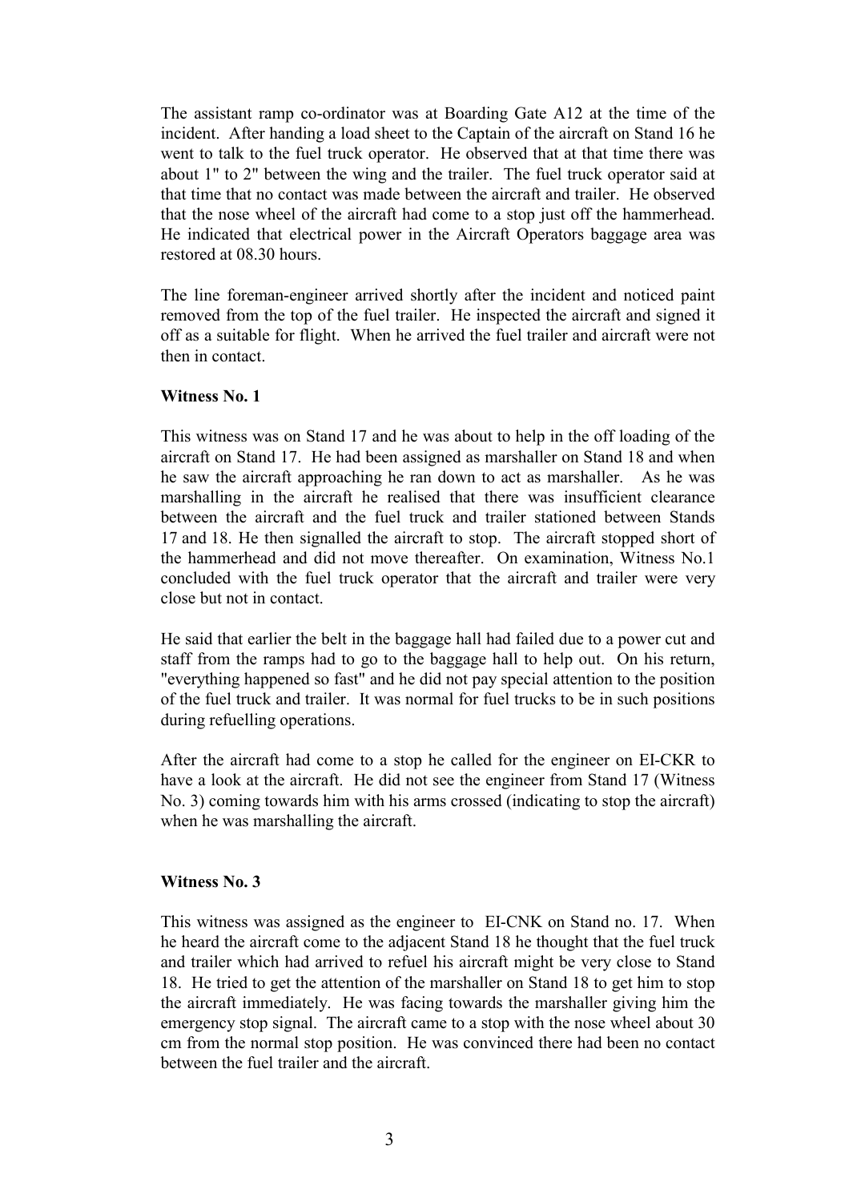The assistant ramp co-ordinator was at Boarding Gate A12 at the time of the incident. After handing a load sheet to the Captain of the aircraft on Stand 16 he went to talk to the fuel truck operator. He observed that at that time there was about 1" to 2" between the wing and the trailer. The fuel truck operator said at that time that no contact was made between the aircraft and trailer. He observed that the nose wheel of the aircraft had come to a stop just off the hammerhead. He indicated that electrical power in the Aircraft Operators baggage area was restored at 08.30 hours.

The line foreman-engineer arrived shortly after the incident and noticed paint removed from the top of the fuel trailer. He inspected the aircraft and signed it off as a suitable for flight. When he arrived the fuel trailer and aircraft were not then in contact.

**Witness No. 1**

This witness was on Stand 17 and he was about to help in the off loading of the aircraft on Stand 17. He had been assigned as marshaller on Stand 18 and when he saw the aircraft approaching he ran down to act as marshaller. As he was marshalling in the aircraft he realised that there was insufficient clearance between the aircraft and the fuel truck and trailer stationed between Stands 17 and 18. He then signalled the aircraft to stop. The aircraft stopped short of the hammerhead and did not move thereafter. On examination, Witness No.1 concluded with the fuel truck operator that the aircraft and trailer were very close but not in contact.

He said that earlier the belt in the baggage hall had failed due to a power cut and staff from the ramps had to go to the baggage hall to help out. On his return, "everything happened so fast" and he did not pay special attention to the position of the fuel truck and trailer. It was normal for fuel trucks to be in such positions during refuelling operations.

After the aircraft had come to a stop he called for the engineer on EI-CKR to have a look at the aircraft. He did not see the engineer from Stand 17 (Witness No. 3) coming towards him with his arms crossed (indicating to stop the aircraft) when he was marshalling the aircraft.

**Witness No. 3**

This witness was assigned as the engineer to EI-CNK on Stand no. 17. When he heard the aircraft come to the adjacent Stand 18 he thought that the fuel truck and trailer which had arrived to refuel his aircraft might be very close to Stand 18. He tried to get the attention of the marshaller on Stand 18 to get him to stop the aircraft immediately. He was facing towards the marshaller giving him the emergency stop signal. The aircraft came to a stop with the nose wheel about 30 cm from the normal stop position. He was convinced there had been no contact between the fuel trailer and the aircraft.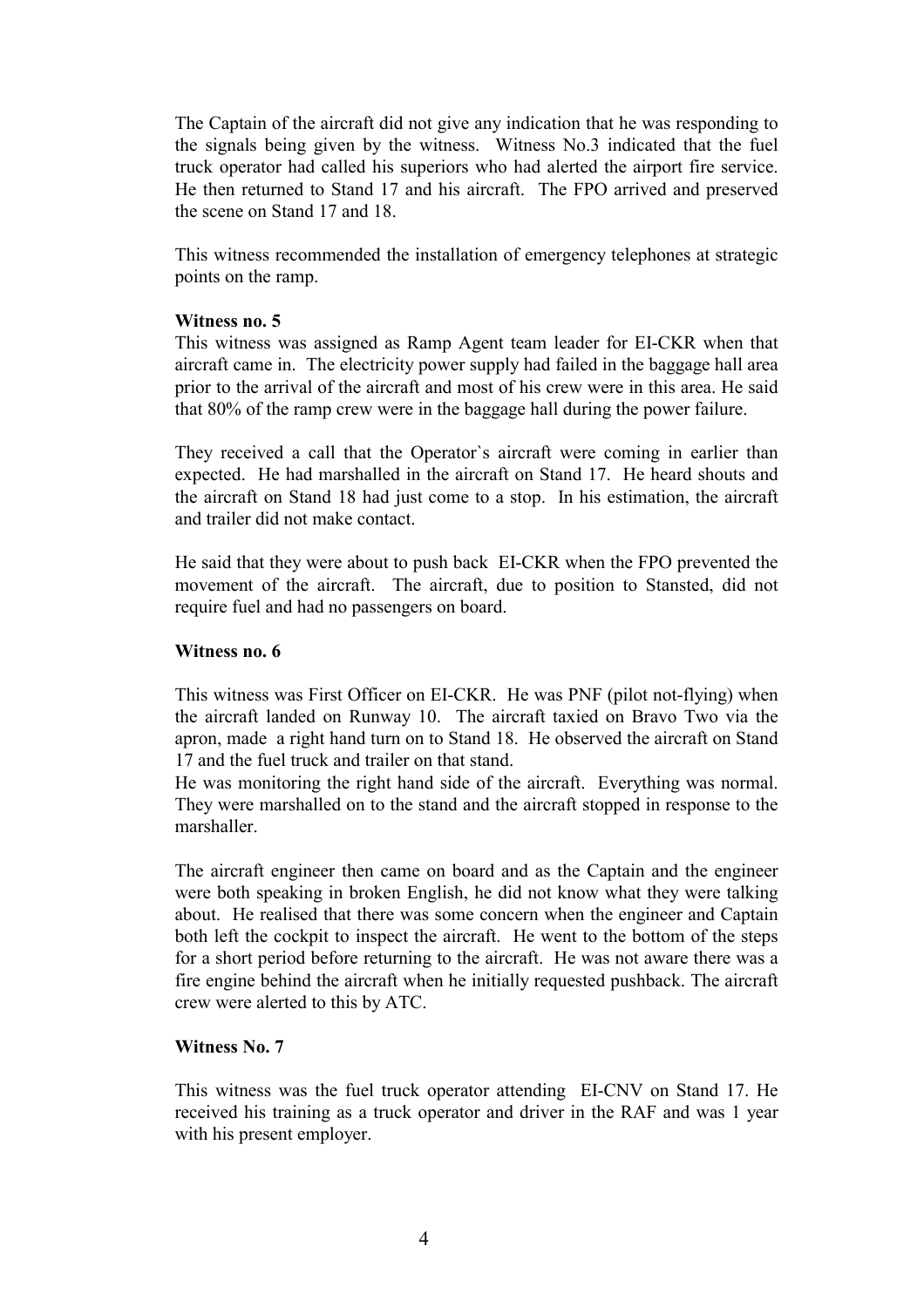The Captain of the aircraft did not give any indication that he was responding to the signals being given by the witness. Witness No.3 indicated that the fuel truck operator had called his superiors who had alerted the airport fire service. He then returned to Stand 17 and his aircraft. The FPO arrived and preserved the scene on Stand 17 and 18.

This witness recommended the installation of emergency telephones at strategic points on the ramp.

**Witness no. 5**

This witness was assigned as Ramp Agent team leader for EI-CKR when that aircraft came in. The electricity power supply had failed in the baggage hall area prior to the arrival of the aircraft and most of his crew were in this area. He said that 80% of the ramp crew were in the baggage hall during the power failure.

They received a call that the Operator`s aircraft were coming in earlier than expected. He had marshalled in the aircraft on Stand 17. He heard shouts and the aircraft on Stand 18 had just come to a stop. In his estimation, the aircraft and trailer did not make contact.

He said that they were about to push back EI-CKR when the FPO prevented the movement of the aircraft. The aircraft, due to position to Stansted, did not require fuel and had no passengers on board.

**Witness no. 6**

This witness was First Officer on EI-CKR. He was PNF (pilot not-flying) when the aircraft landed on Runway 10. The aircraft taxied on Bravo Two via the apron, made a right hand turn on to Stand 18. He observed the aircraft on Stand 17 and the fuel truck and trailer on that stand.
He was monitoring the right hand side of the aircraft. Everything was normal. They were marshalled on to the stand and the aircraft stopped in response to the marshaller.

The aircraft engineer then came on board and as the Captain and the engineer were both speaking in broken English, he did not know what they were talking about. He realised that there was some concern when the engineer and Captain both left the cockpit to inspect the aircraft. He went to the bottom of the steps for a short period before returning to the aircraft. He was not aware there was a fire engine behind the aircraft when he initially requested pushback. The aircraft crew were alerted to this by ATC.

**Witness No. 7**

This witness was the fuel truck operator attending EI-CNV on Stand 17. He received his training as a truck operator and driver in the RAF and was 1 year with his present employer.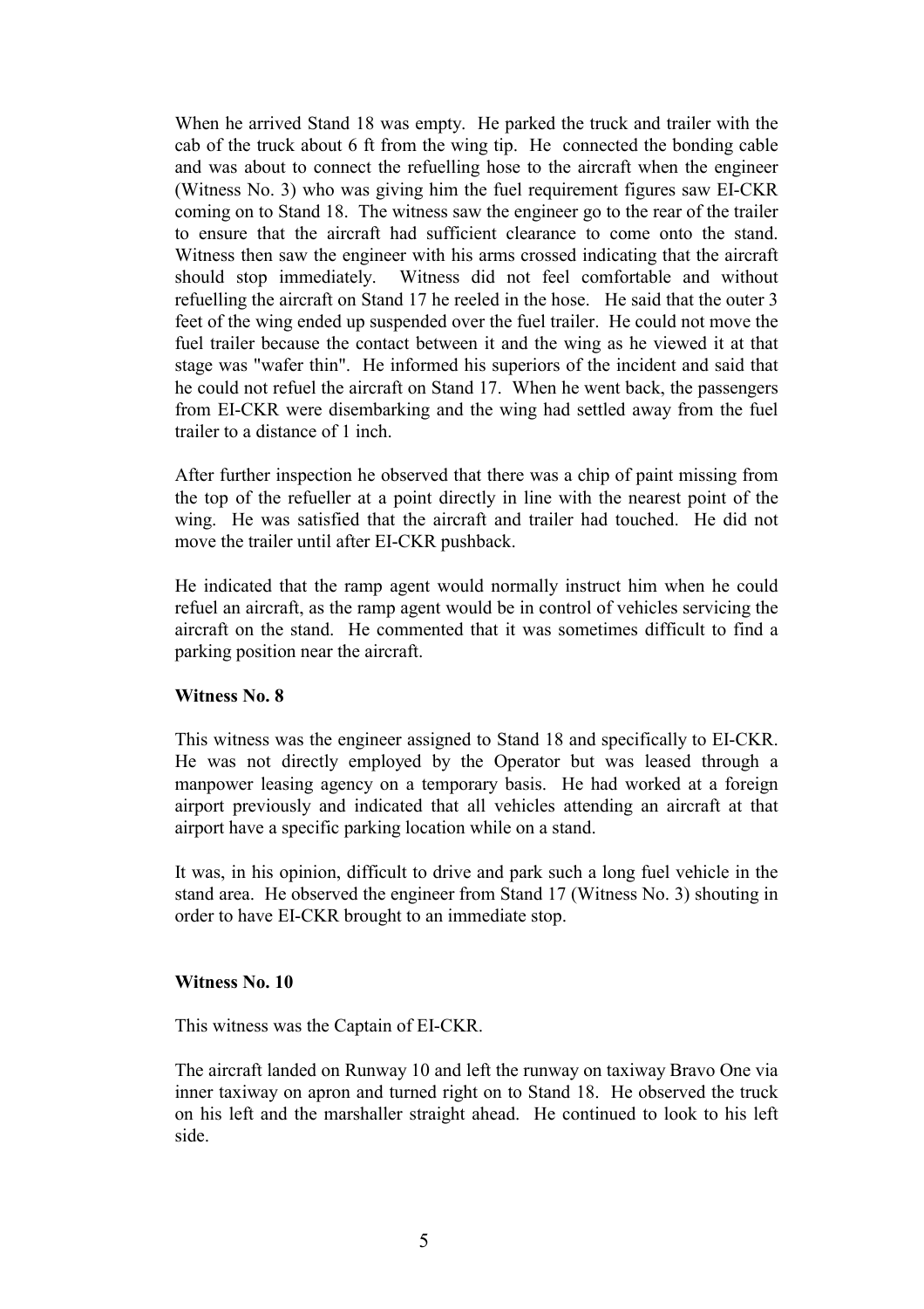When he arrived Stand 18 was empty. He parked the truck and trailer with the cab of the truck about 6 ft from the wing tip. He connected the bonding cable and was about to connect the refuelling hose to the aircraft when the engineer (Witness No. 3) who was giving him the fuel requirement figures saw EI-CKR coming on to Stand 18. The witness saw the engineer go to the rear of the trailer to ensure that the aircraft had sufficient clearance to come onto the stand. Witness then saw the engineer with his arms crossed indicating that the aircraft should stop immediately. Witness did not feel comfortable and without refuelling the aircraft on Stand 17 he reeled in the hose. He said that the outer 3 feet of the wing ended up suspended over the fuel trailer. He could not move the fuel trailer because the contact between it and the wing as he viewed it at that stage was "wafer thin". He informed his superiors of the incident and said that he could not refuel the aircraft on Stand 17. When he went back, the passengers from EI-CKR were disembarking and the wing had settled away from the fuel trailer to a distance of 1 inch.

After further inspection he observed that there was a chip of paint missing from the top of the refueller at a point directly in line with the nearest point of the wing. He was satisfied that the aircraft and trailer had touched. He did not move the trailer until after EI-CKR pushback.

He indicated that the ramp agent would normally instruct him when he could refuel an aircraft, as the ramp agent would be in control of vehicles servicing the aircraft on the stand. He commented that it was sometimes difficult to find a parking position near the aircraft.

**Witness No. 8**

This witness was the engineer assigned to Stand 18 and specifically to EI-CKR. He was not directly employed by the Operator but was leased through a manpower leasing agency on a temporary basis. He had worked at a foreign airport previously and indicated that all vehicles attending an aircraft at that airport have a specific parking location while on a stand.

It was, in his opinion, difficult to drive and park such a long fuel vehicle in the stand area. He observed the engineer from Stand 17 (Witness No. 3) shouting in order to have EI-CKR brought to an immediate stop.

**Witness No. 10**

This witness was the Captain of EI-CKR.

The aircraft landed on Runway 10 and left the runway on taxiway Bravo One via inner taxiway on apron and turned right on to Stand 18. He observed the truck on his left and the marshaller straight ahead. He continued to look to his left side.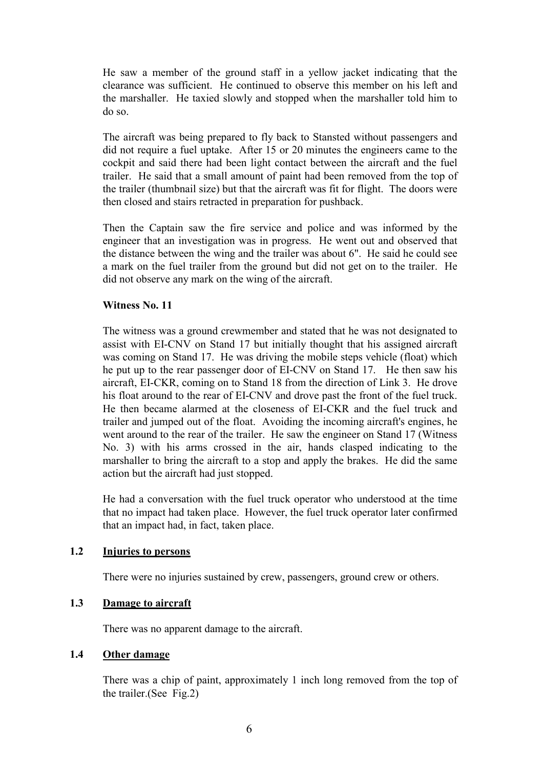He saw a member of the ground staff in a yellow jacket indicating that the clearance was sufficient. He continued to observe this member on his left and the marshaller. He taxied slowly and stopped when the marshaller told him to do so.

The aircraft was being prepared to fly back to Stansted without passengers and did not require a fuel uptake. After 15 or 20 minutes the engineers came to the cockpit and said there had been light contact between the aircraft and the fuel trailer. He said that a small amount of paint had been removed from the top of the trailer (thumbnail size) but that the aircraft was fit for flight. The doors were then closed and stairs retracted in preparation for pushback.

Then the Captain saw the fire service and police and was informed by the engineer that an investigation was in progress. He went out and observed that the distance between the wing and the trailer was about 6". He said he could see a mark on the fuel trailer from the ground but did not get on to the trailer. He did not observe any mark on the wing of the aircraft.

**Witness No. 11**

The witness was a ground crewmember and stated that he was not designated to assist with EI-CNV on Stand 17 but initially thought that his assigned aircraft was coming on Stand 17. He was driving the mobile steps vehicle (float) which he put up to the rear passenger door of EI-CNV on Stand 17. He then saw his aircraft, EI-CKR, coming on to Stand 18 from the direction of Link 3. He drove his float around to the rear of EI-CNV and drove past the front of the fuel truck. He then became alarmed at the closeness of EI-CKR and the fuel truck and trailer and jumped out of the float. Avoiding the incoming aircraft's engines, he went around to the rear of the trailer. He saw the engineer on Stand 17 (Witness No. 3) with his arms crossed in the air, hands clasped indicating to the marshaller to bring the aircraft to a stop and apply the brakes. He did the same action but the aircraft had just stopped.

He had a conversation with the fuel truck operator who understood at the time that no impact had taken place. However, the fuel truck operator later confirmed that an impact had, in fact, taken place.

## 1.2 Injuries to persons

There were no injuries sustained by crew, passengers, ground crew or others.

## 1.3 Damage to aircraft

There was no apparent damage to the aircraft.

## 1.4 Other damage

There was a chip of paint, approximately 1 inch long removed from the top of the trailer.(See Fig.2)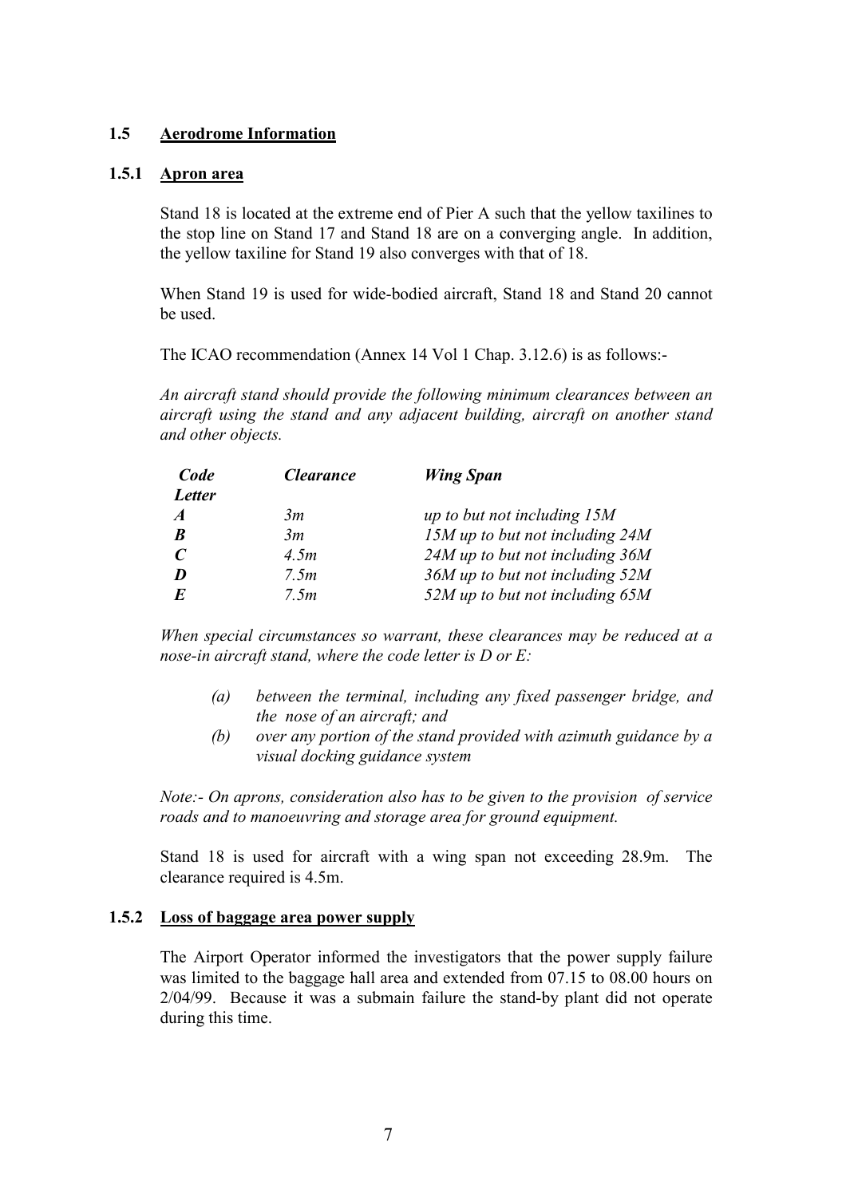## 1.5 Aerodrome Information

### 1.5.1 Apron area

Stand 18 is located at the extreme end of Pier A such that the yellow taxilines to the stop line on Stand 17 and Stand 18 are on a converging angle. In addition, the yellow taxiline for Stand 19 also converges with that of 18.

When Stand 19 is used for wide-bodied aircraft, Stand 18 and Stand 20 cannot be used.

The ICAO recommendation (Annex 14 Vol 1 Chap. 3.12.6) is as follows:-

*An aircraft stand should provide the following minimum clearances between an aircraft using the stand and any adjacent building, aircraft on another stand and other objects.*

| ***Code Letter*** | ***Clearance*** | ***Wing Span*** |
|---|---|---|
| ***A*** | *3m* | *up to but not including 15M* |
| ***B*** | *3m* | *15M up to but not including 24M* |
| ***C*** | *4.5m* | *24M up to but not including 36M* |
| ***D*** | *7.5m* | *36M up to but not including 52M* |
| ***E*** | *7.5m* | *52M up to but not including 65M* |

*When special circumstances so warrant, these clearances may be reduced at a nose-in aircraft stand, where the code letter is D or E:*

- *(a) between the terminal, including any fixed passenger bridge, and the nose of an aircraft; and*
- *(b) over any portion of the stand provided with azimuth guidance by a visual docking guidance system*

*Note:- On aprons, consideration also has to be given to the provision of service roads and to manoeuvring and storage area for ground equipment.*

Stand 18 is used for aircraft with a wing span not exceeding 28.9m. The clearance required is 4.5m.

### 1.5.2 Loss of baggage area power supply

The Airport Operator informed the investigators that the power supply failure was limited to the baggage hall area and extended from 07.15 to 08.00 hours on 2/04/99. Because it was a submain failure the stand-by plant did not operate during this time.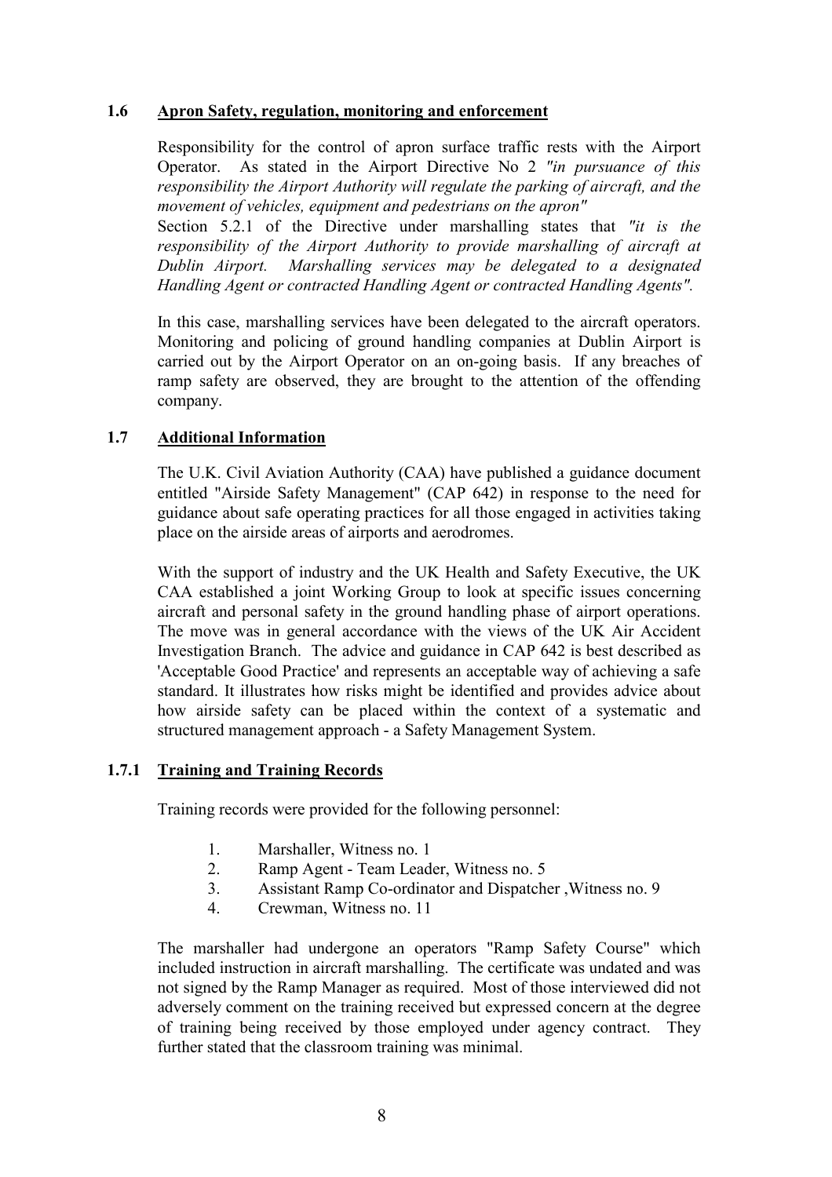## 1.6 Apron Safety, regulation, monitoring and enforcement

Responsibility for the control of apron surface traffic rests with the Airport Operator. As stated in the Airport Directive No 2 *"in pursuance of this responsibility the Airport Authority will regulate the parking of aircraft, and the movement of vehicles, equipment and pedestrians on the apron"*
Section 5.2.1 of the Directive under marshalling states that *"it is the responsibility of the Airport Authority to provide marshalling of aircraft at Dublin Airport. Marshalling services may be delegated to a designated Handling Agent or contracted Handling Agent or contracted Handling Agents".*

In this case, marshalling services have been delegated to the aircraft operators. Monitoring and policing of ground handling companies at Dublin Airport is carried out by the Airport Operator on an on-going basis. If any breaches of ramp safety are observed, they are brought to the attention of the offending company.

## 1.7 Additional Information

The U.K. Civil Aviation Authority (CAA) have published a guidance document entitled "Airside Safety Management" (CAP 642) in response to the need for guidance about safe operating practices for all those engaged in activities taking place on the airside areas of airports and aerodromes.

With the support of industry and the UK Health and Safety Executive, the UK CAA established a joint Working Group to look at specific issues concerning aircraft and personal safety in the ground handling phase of airport operations. The move was in general accordance with the views of the UK Air Accident Investigation Branch. The advice and guidance in CAP 642 is best described as 'Acceptable Good Practice' and represents an acceptable way of achieving a safe standard. It illustrates how risks might be identified and provides advice about how airside safety can be placed within the context of a systematic and structured management approach - a Safety Management System.

### 1.7.1 Training and Training Records

Training records were provided for the following personnel:

1. Marshaller, Witness no. 1
2. Ramp Agent - Team Leader, Witness no. 5
3. Assistant Ramp Co-ordinator and Dispatcher ,Witness no. 9
4. Crewman, Witness no. 11

The marshaller had undergone an operators "Ramp Safety Course" which included instruction in aircraft marshalling. The certificate was undated and was not signed by the Ramp Manager as required. Most of those interviewed did not adversely comment on the training received but expressed concern at the degree of training being received by those employed under agency contract. They further stated that the classroom training was minimal.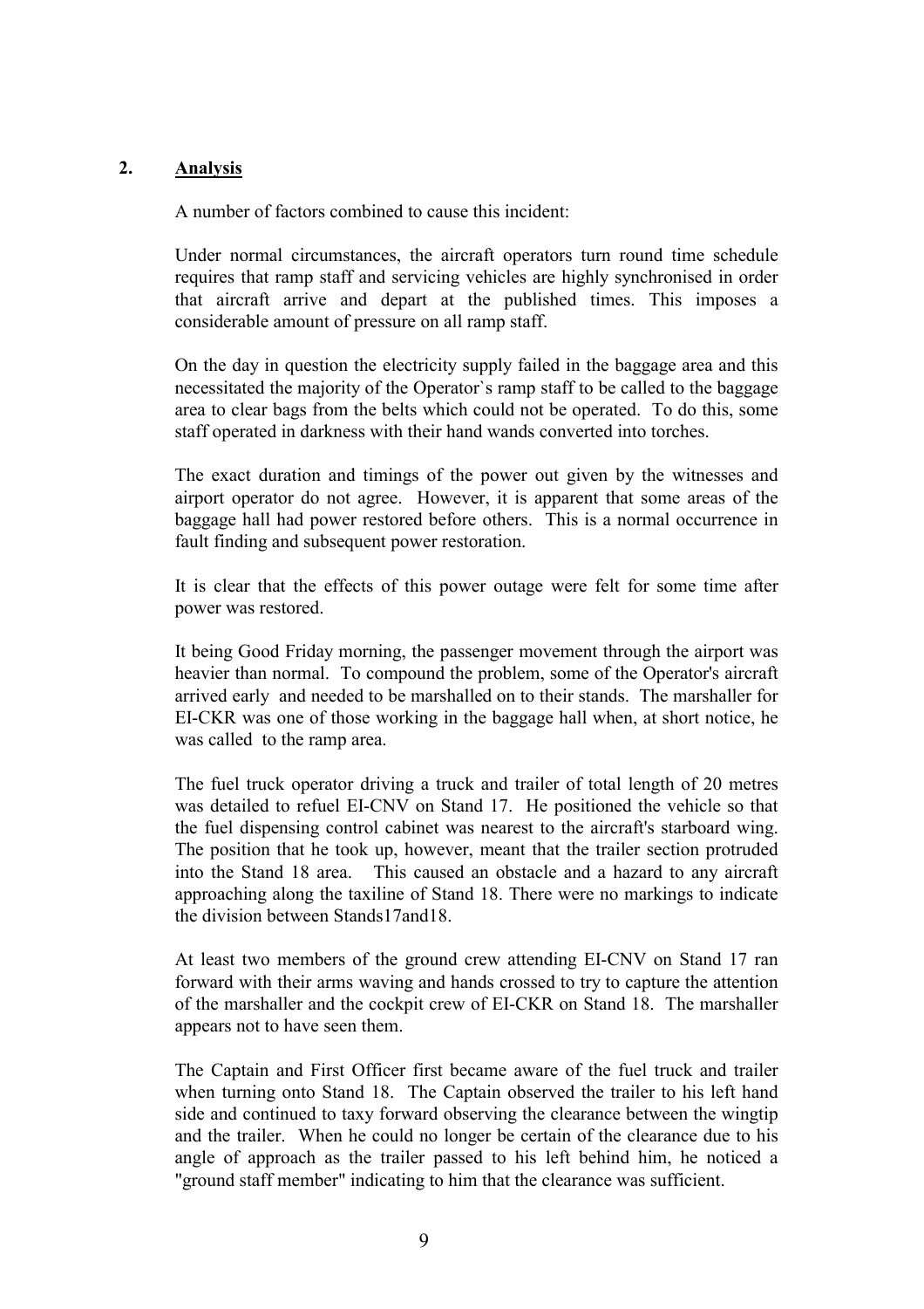## 2. Analysis

A number of factors combined to cause this incident:

Under normal circumstances, the aircraft operators turn round time schedule requires that ramp staff and servicing vehicles are highly synchronised in order that aircraft arrive and depart at the published times. This imposes a considerable amount of pressure on all ramp staff.

On the day in question the electricity supply failed in the baggage area and this necessitated the majority of the Operator`s ramp staff to be called to the baggage area to clear bags from the belts which could not be operated. To do this, some staff operated in darkness with their hand wands converted into torches.

The exact duration and timings of the power out given by the witnesses and airport operator do not agree. However, it is apparent that some areas of the baggage hall had power restored before others. This is a normal occurrence in fault finding and subsequent power restoration.

It is clear that the effects of this power outage were felt for some time after power was restored.

It being Good Friday morning, the passenger movement through the airport was heavier than normal. To compound the problem, some of the Operator's aircraft arrived early and needed to be marshalled on to their stands. The marshaller for EI-CKR was one of those working in the baggage hall when, at short notice, he was called to the ramp area.

The fuel truck operator driving a truck and trailer of total length of 20 metres was detailed to refuel EI-CNV on Stand 17. He positioned the vehicle so that the fuel dispensing control cabinet was nearest to the aircraft's starboard wing. The position that he took up, however, meant that the trailer section protruded into the Stand 18 area. This caused an obstacle and a hazard to any aircraft approaching along the taxiline of Stand 18. There were no markings to indicate the division between Stands17and18.

At least two members of the ground crew attending EI-CNV on Stand 17 ran forward with their arms waving and hands crossed to try to capture the attention of the marshaller and the cockpit crew of EI-CKR on Stand 18. The marshaller appears not to have seen them.

The Captain and First Officer first became aware of the fuel truck and trailer when turning onto Stand 18. The Captain observed the trailer to his left hand side and continued to taxy forward observing the clearance between the wingtip and the trailer. When he could no longer be certain of the clearance due to his angle of approach as the trailer passed to his left behind him, he noticed a "ground staff member" indicating to him that the clearance was sufficient.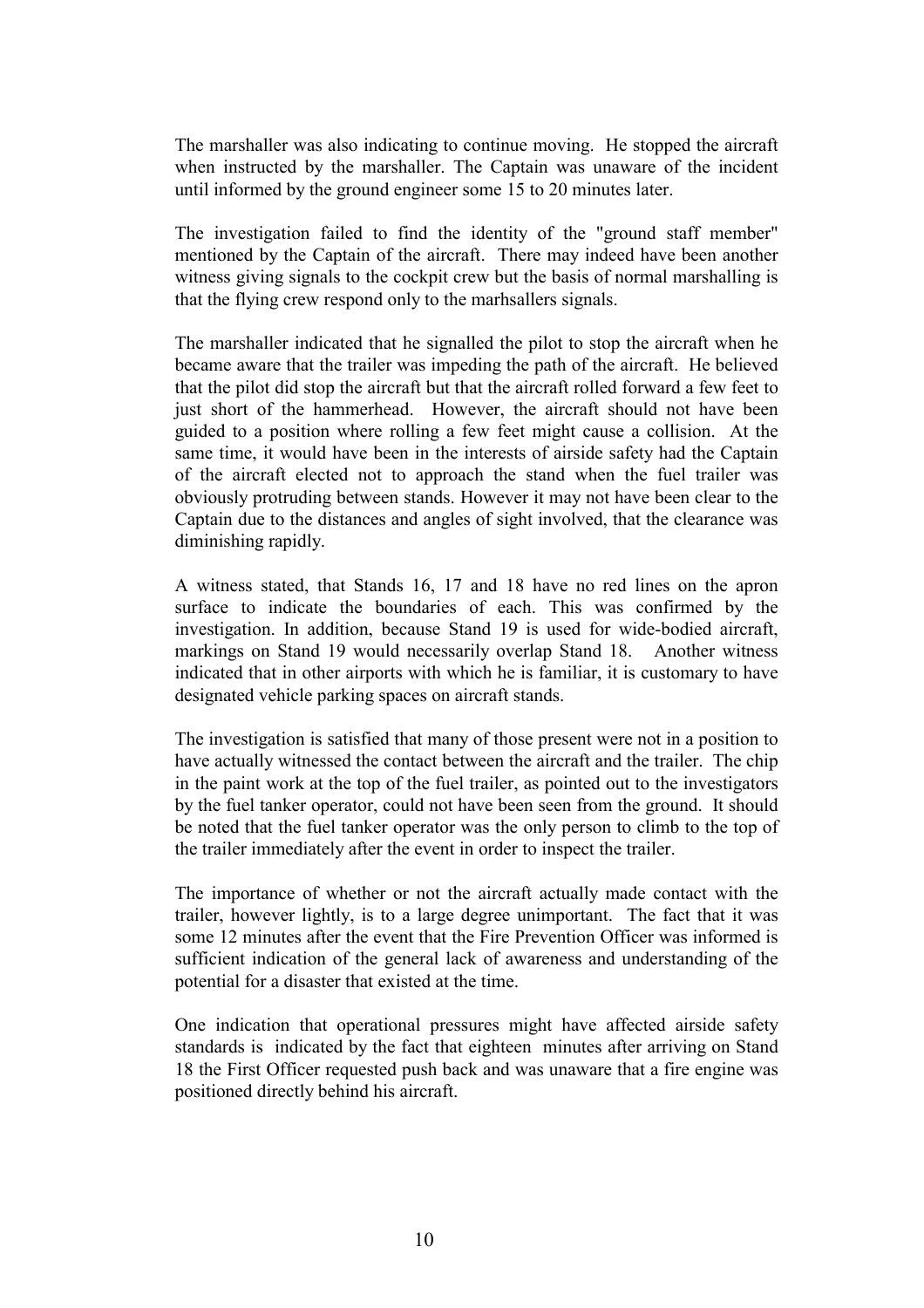The marshaller was also indicating to continue moving. He stopped the aircraft when instructed by the marshaller. The Captain was unaware of the incident until informed by the ground engineer some 15 to 20 minutes later.

The investigation failed to find the identity of the "ground staff member" mentioned by the Captain of the aircraft. There may indeed have been another witness giving signals to the cockpit crew but the basis of normal marshalling is that the flying crew respond only to the marhsallers signals.

The marshaller indicated that he signalled the pilot to stop the aircraft when he became aware that the trailer was impeding the path of the aircraft. He believed that the pilot did stop the aircraft but that the aircraft rolled forward a few feet to just short of the hammerhead. However, the aircraft should not have been guided to a position where rolling a few feet might cause a collision. At the same time, it would have been in the interests of airside safety had the Captain of the aircraft elected not to approach the stand when the fuel trailer was obviously protruding between stands. However it may not have been clear to the Captain due to the distances and angles of sight involved, that the clearance was diminishing rapidly.

A witness stated, that Stands 16, 17 and 18 have no red lines on the apron surface to indicate the boundaries of each. This was confirmed by the investigation. In addition, because Stand 19 is used for wide-bodied aircraft, markings on Stand 19 would necessarily overlap Stand 18. Another witness indicated that in other airports with which he is familiar, it is customary to have designated vehicle parking spaces on aircraft stands.

The investigation is satisfied that many of those present were not in a position to have actually witnessed the contact between the aircraft and the trailer. The chip in the paint work at the top of the fuel trailer, as pointed out to the investigators by the fuel tanker operator, could not have been seen from the ground. It should be noted that the fuel tanker operator was the only person to climb to the top of the trailer immediately after the event in order to inspect the trailer.

The importance of whether or not the aircraft actually made contact with the trailer, however lightly, is to a large degree unimportant. The fact that it was some 12 minutes after the event that the Fire Prevention Officer was informed is sufficient indication of the general lack of awareness and understanding of the potential for a disaster that existed at the time.

One indication that operational pressures might have affected airside safety standards is indicated by the fact that eighteen minutes after arriving on Stand 18 the First Officer requested push back and was unaware that a fire engine was positioned directly behind his aircraft.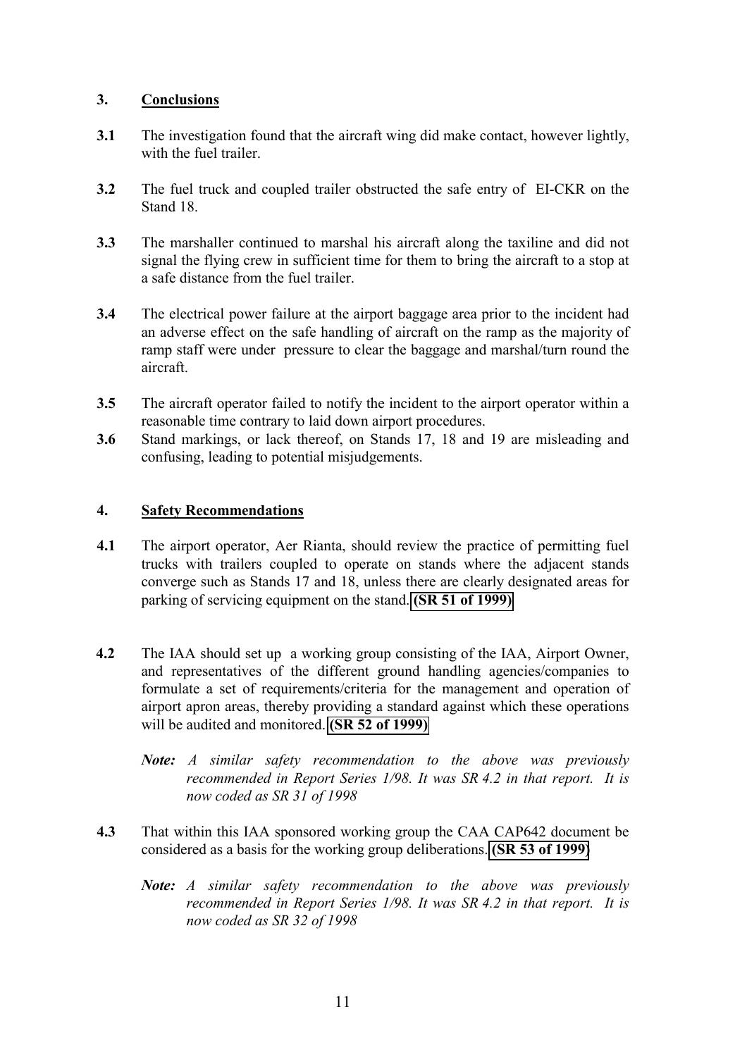## 3. Conclusions

**3.1** The investigation found that the aircraft wing did make contact, however lightly, with the fuel trailer.

**3.2** The fuel truck and coupled trailer obstructed the safe entry of EI-CKR on the Stand 18.

**3.3** The marshaller continued to marshal his aircraft along the taxiline and did not signal the flying crew in sufficient time for them to bring the aircraft to a stop at a safe distance from the fuel trailer.

**3.4** The electrical power failure at the airport baggage area prior to the incident had an adverse effect on the safe handling of aircraft on the ramp as the majority of ramp staff were under pressure to clear the baggage and marshal/turn round the aircraft.

**3.5** The aircraft operator failed to notify the incident to the airport operator within a reasonable time contrary to laid down airport procedures.

**3.6** Stand markings, or lack thereof, on Stands 17, 18 and 19 are misleading and confusing, leading to potential misjudgements.

## 4. Safety Recommendations

**4.1** The airport operator, Aer Rianta, should review the practice of permitting fuel trucks with trailers coupled to operate on stands where the adjacent stands converge such as Stands 17 and 18, unless there are clearly designated areas for parking of servicing equipment on the stand. **(SR 51 of 1999)**

**4.2** The IAA should set up a working group consisting of the IAA, Airport Owner, and representatives of the different ground handling agencies/companies to formulate a set of requirements/criteria for the management and operation of airport apron areas, thereby providing a standard against which these operations will be audited and monitored. **(SR 52 of 1999)**

***Note:*** *A similar safety recommendation to the above was previously recommended in Report Series 1/98. It was SR 4.2 in that report. It is now coded as SR 31 of 1998*

**4.3** That within this IAA sponsored working group the CAA CAP642 document be considered as a basis for the working group deliberations. **(SR 53 of 1999)**

***Note:*** *A similar safety recommendation to the above was previously recommended in Report Series 1/98. It was SR 4.2 in that report. It is now coded as SR 32 of 1998*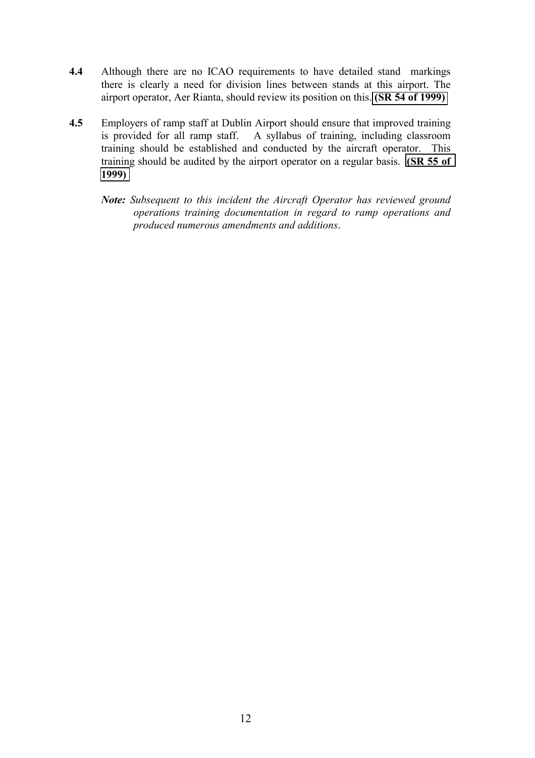**4.4** Although there are no ICAO requirements to have detailed stand markings there is clearly a need for division lines between stands at this airport. The airport operator, Aer Rianta, should review its position on this. **(SR 54 of 1999)**

**4.5** Employers of ramp staff at Dublin Airport should ensure that improved training is provided for all ramp staff. A syllabus of training, including classroom training should be established and conducted by the aircraft operator. This training should be audited by the airport operator on a regular basis. **(SR 55 of 1999)**

***Note:*** *Subsequent to this incident the Aircraft Operator has reviewed ground operations training documentation in regard to ramp operations and produced numerous amendments and additions.*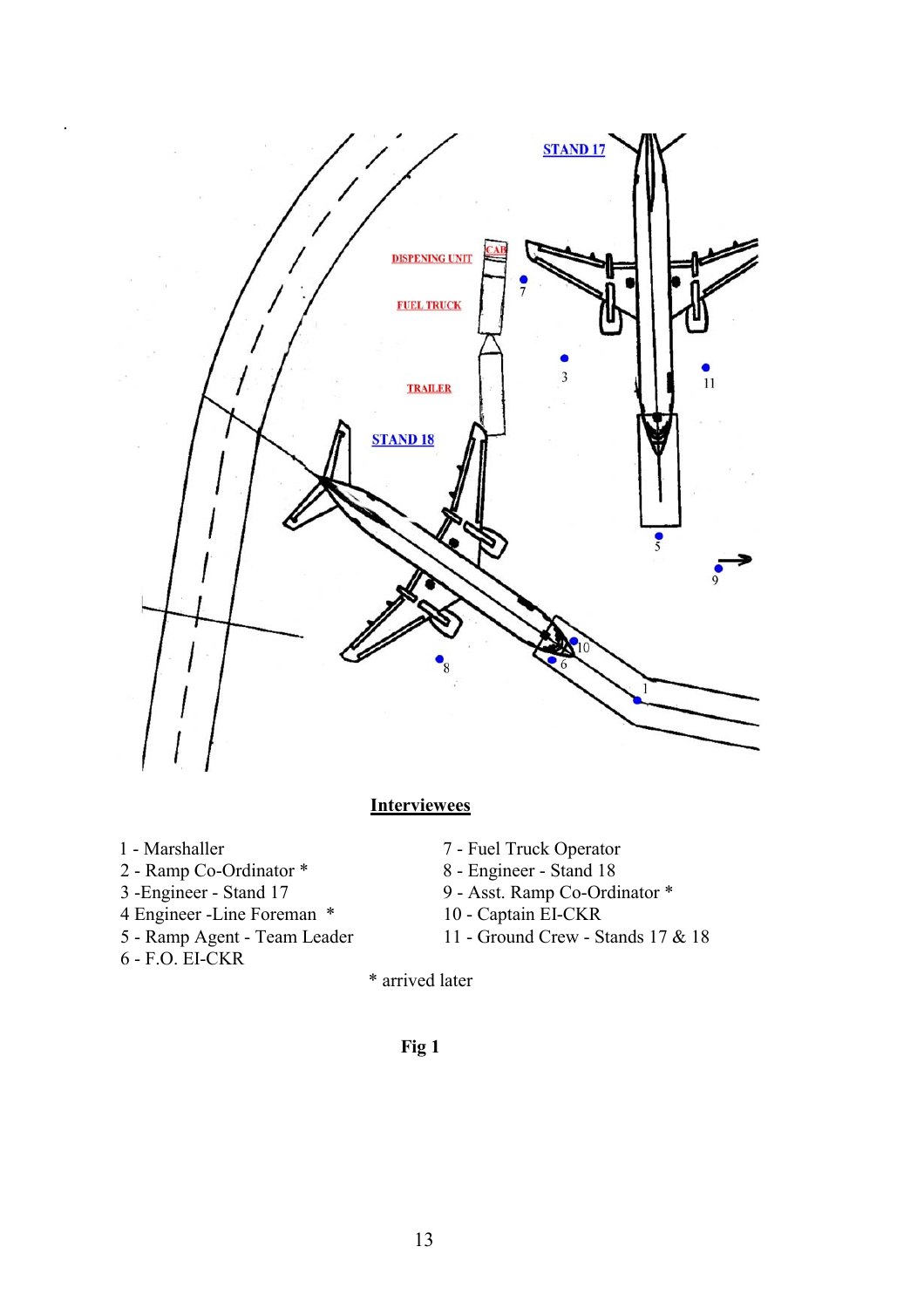STAND 17

DISPENING UNIT

CAB

FUEL TRUCK

TRAILER

STAND 18

**Interviewees**

1 - Marshaller
2 - Ramp Co-Ordinator *
3 -Engineer - Stand 17
4 Engineer -Line Foreman *
5 - Ramp Agent - Team Leader
6 - F.O. EI-CKR
7 - Fuel Truck Operator
8 - Engineer - Stand 18
9 - Asst. Ramp Co-Ordinator *
10 - Captain EI-CKR
11 - Ground Crew - Stands 17 & 18

\* arrived later

**Fig 1**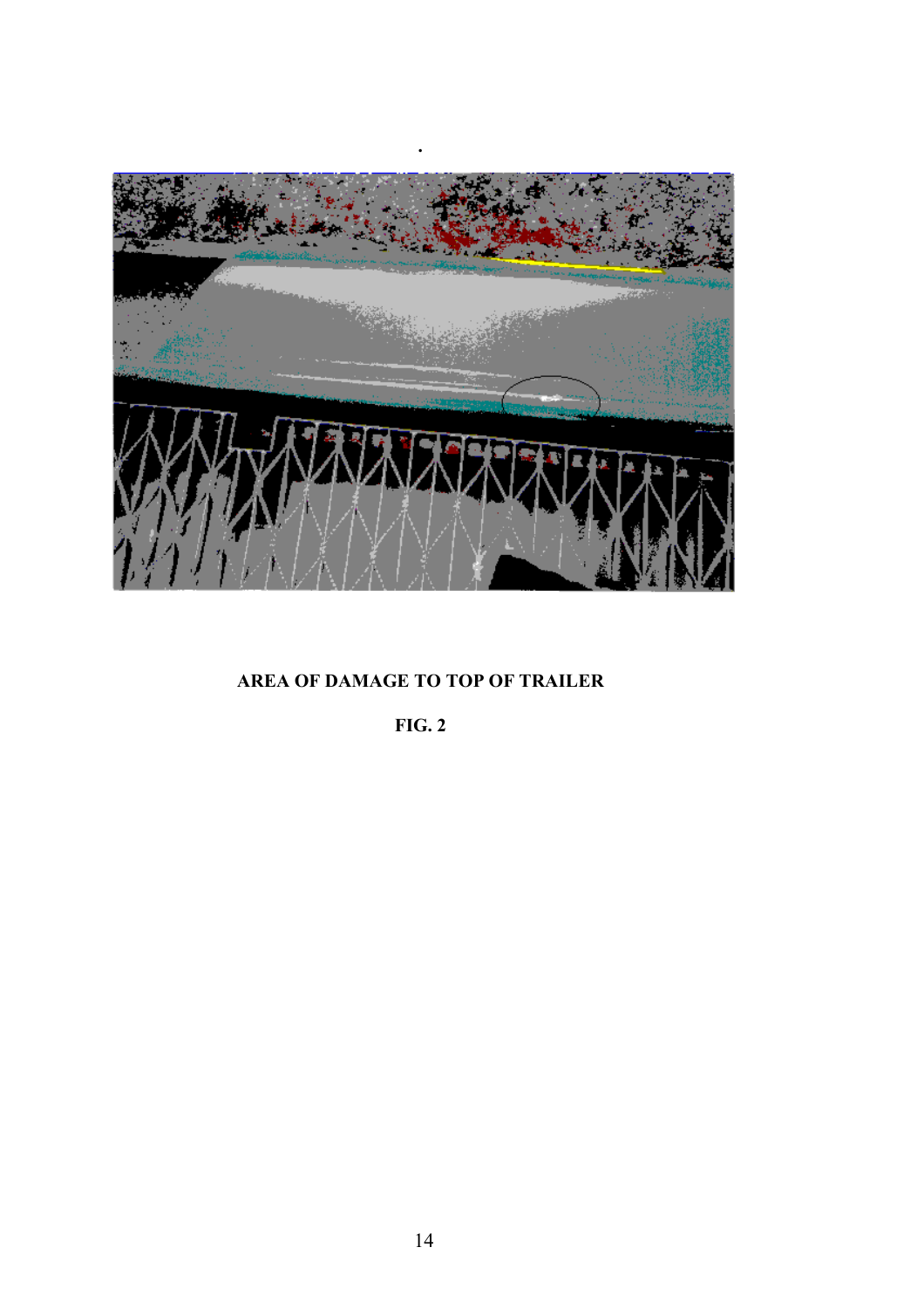**AREA OF DAMAGE TO TOP OF TRAILER**

**FIG. 2**